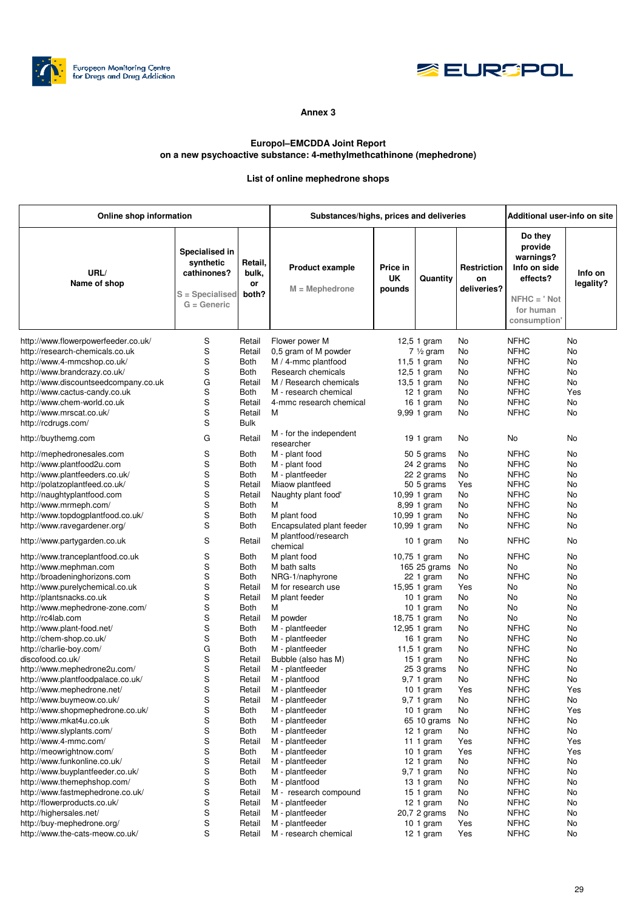Annex 3

**Europol–EMCDDA Joint Report**
**on a new psychoactive substance: 4-methylmethcathinone (mephedrone)**

**List of online mephedrone shops**

| Online shop information | | | Substances/highs, prices and deliveries | | | | Additional user-info on site | |
|---|---|---|---|---|---|---|---|---|
| URL/ Name of shop | Specialised in synthetic cathinones? S = Specialised G = Generic | Retail, bulk, or both? | Product example M = Mephedrone | Price in UK pounds | Quantity | Restriction on deliveries? | Do they provide warnings? Info on side effects? NFHC = ' Not for human consumption' | Info on legality? |
| http://www.flowerpowerfeeder.co.uk/ | S | Retail | Flower power M | 12,5 | 1 gram | No | NFHC | No |
| http://research-chemicals.co.uk | S | Retail | 0,5 gram of M powder | 7 | ½ gram | No | NFHC | No |
| http://www.4-mmcshop.co.uk/ | S | Both | M / 4-mmc plantfood | 11,5 | 1 gram | No | NFHC | No |
| http://www.brandcrazy.co.uk/ | S | Both | Research chemicals | 12,5 | 1 gram | No | NFHC | No |
| http://www.discountseedcompany.co.uk | G | Retail | M / Research chemicals | 13,5 | 1 gram | No | NFHC | No |
| http://www.cactus-candy.co.uk | S | Both | M - research chemical | 12 | 1 gram | No | NFHC | Yes |
| http://www.chem-world.co.uk | S | Retail | 4-mmc research chemical | 16 | 1 gram | No | NFHC | No |
| http://www.mrscat.co.uk/ | S | Retail | M | 9,99 | 1 gram | No | NFHC | No |
| http://rcdrugs.com/ | S | Bulk | | | | | | |
| http://buythemg.com | G | Retail | M - for the independent researcher | 19 | 1 gram | No | No | No |
| http://mephedronesales.com | S | Both | M - plant food | 50 | 5 grams | No | NFHC | No |
| http://www.plantfood2u.com | S | Both | M - plant food | 24 | 2 grams | No | NFHC | No |
| http://www.plantfeeders.co.uk/ | S | Both | M - plantfeeder | 22 | 2 grams | No | NFHC | No |
| http://polatzoplantfeed.co.uk/ | S | Retail | Miaow plantfeed | 50 | 5 grams | Yes | NFHC | No |
| http://naughtyplantfood.com | S | Retail | Naughty plant food' | 10,99 | 1 gram | No | NFHC | No |
| http://www.mrmeph.com/ | S | Both | M | 8,99 | 1 gram | No | NFHC | No |
| http://www.topdogplantfood.co.uk/ | S | Both | M plant food | 10,99 | 1 gram | No | NFHC | No |
| http://www.ravegardener.org/ | S | Both | Encapsulated plant feeder | 10,99 | 1 gram | No | NFHC | No |
| http://www.partygarden.co.uk | S | Retail | M plantfood/research chemical | 10 | 1 gram | No | NFHC | No |
| http://www.tranceplantfood.co.uk | S | Both | M plant food | 10,75 | 1 gram | No | NFHC | No |
| http://www.mephman.com | S | Both | M bath salts | 165 | 25 grams | No | No | No |
| http://broadeninghorizons.com | S | Both | NRG-1/naphyrone | 22 | 1 gram | No | NFHC | No |
| http://www.purelychemical.co.uk | S | Retail | M for research use | 15,95 | 1 gram | Yes | No | No |
| http://plantsnacks.co.uk | S | Retail | M plant feeder | 10 | 1 gram | No | No | No |
| http://www.mephedrone-zone.com/ | S | Both | M | 10 | 1 gram | No | No | No |
| http://rc4lab.com | S | Retail | M powder | 18,75 | 1 gram | No | No | No |
| http://www.plant-food.net/ | S | Both | M - plantfeeder | 12,95 | 1 gram | No | NFHC | No |
| http://chem-shop.co.uk/ | S | Both | M - plantfeeder | 16 | 1 gram | No | NFHC | No |
| http://charlie-boy.com/ | G | Both | M - plantfeeder | 11,5 | 1 gram | No | NFHC | No |
| discofood.co.uk/ | S | Retail | Bubble (also has M) | 15 | 1 gram | No | NFHC | No |
| http://www.mephedrone2u.com/ | S | Retail | M - plantfeeder | 25 | 3 grams | No | NFHC | No |
| http://www.plantfoodpalace.co.uk/ | S | Retail | M - plantfood | 9,7 | 1 gram | No | NFHC | No |
| http://www.mephedrone.net/ | S | Retail | M - plantfeeder | 10 | 1 gram | Yes | NFHC | Yes |
| http://www.buymeow.co.uk/ | S | Retail | M - plantfeeder | 9,7 | 1 gram | No | NFHC | No |
| http://www.shopmephedrone.co.uk/ | S | Both | M - plantfeeder | 10 | 1 gram | No | NFHC | Yes |
| http://www.mkat4u.co.uk | S | Both | M - plantfeeder | 65 | 10 grams | No | NFHC | No |
| http://www.slyplants.com/ | S | Both | M - plantfeeder | 12 | 1 gram | No | NFHC | No |
| http://www.4-mmc.com/ | S | Retail | M - plantfeeder | 11 | 1 gram | Yes | NFHC | Yes |
| http://meowrightnow.com/ | S | Both | M - plantfeeder | 10 | 1 gram | Yes | NFHC | Yes |
| http://www.funkonline.co.uk/ | S | Retail | M - plantfeeder | 12 | 1 gram | No | NFHC | No |
| http://www.buyplantfeeder.co.uk/ | S | Both | M - plantfeeder | 9,7 | 1 gram | No | NFHC | No |
| http://www.themephshop.com/ | S | Both | M - plantfood | 13 | 1 gram | No | NFHC | No |
| http://www.fastmephedrone.co.uk/ | S | Retail | M - research compound | 15 | 1 gram | No | NFHC | No |
| http://flowerproducts.co.uk/ | S | Retail | M - plantfeeder | 12 | 1 gram | No | NFHC | No |
| http://highersales.net/ | S | Retail | M - plantfeeder | 20,7 | 2 grams | No | NFHC | No |
| http://buy-mephedrone.org/ | S | Retail | M - plantfeeder | 10 | 1 gram | Yes | NFHC | No |
| http://www.the-cats-meow.co.uk/ | S | Retail | M - research chemical | 12 | 1 gram | Yes | NFHC | No |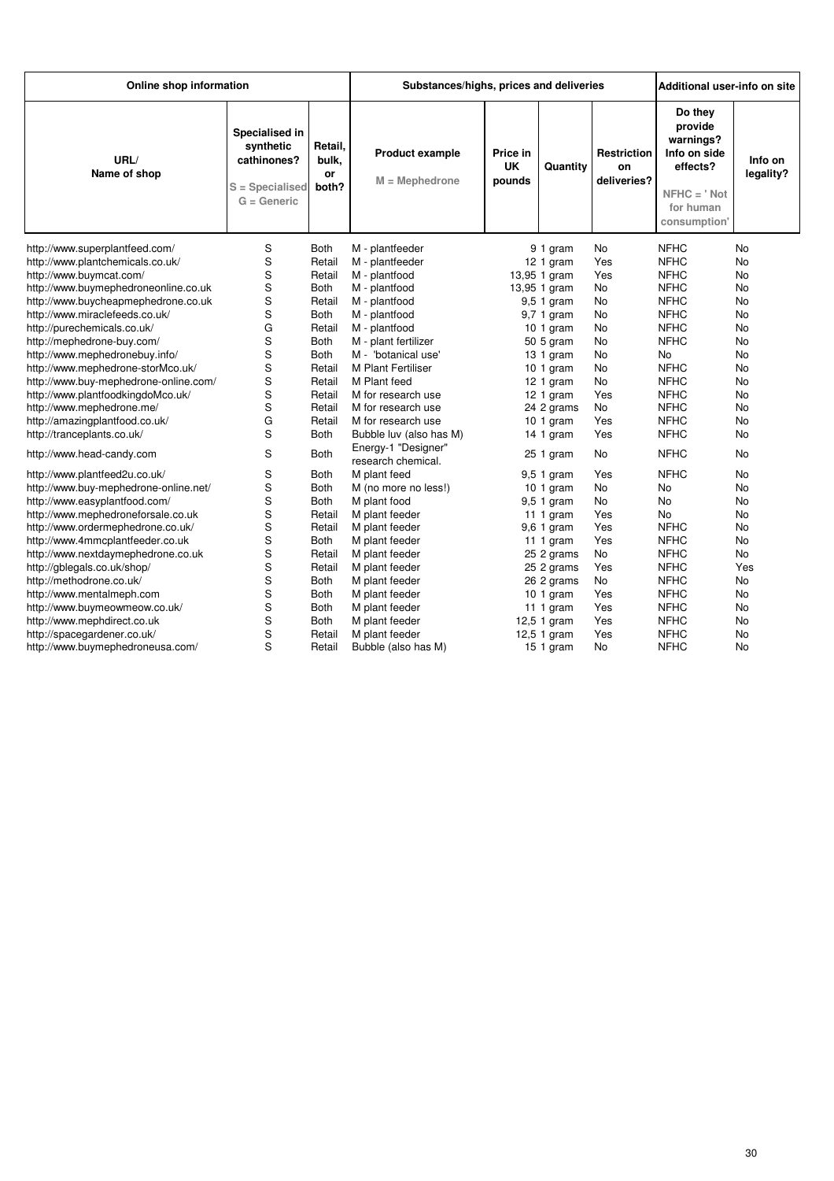| Online shop information | | | Substances/highs, prices and deliveries | | | | Additional user-info on site | |
|---|---|---|---|---|---|---|---|---|
| URL/ Name of shop | Specialised in synthetic cathinones? S = Specialised G = Generic | Retail, bulk, or both? | Product example M = Mephedrone | Price in UK pounds | Quantity | Restriction on deliveries? | Do they provide warnings? Info on side effects? NFHC = ' Not for human consumption' | Info on legality? |
| http://www.superplantfeed.com/ | S | Both | M - plantfeeder | 9 | 1 gram | No | NFHC | No |
| http://www.plantchemicals.co.uk/ | S | Retail | M - plantfeeder | 12 | 1 gram | Yes | NFHC | No |
| http://www.buymcat.com/ | S | Retail | M - plantfood | 13,95 | 1 gram | Yes | NFHC | No |
| http://www.buymephedroneonline.co.uk | S | Both | M - plantfood | 13,95 | 1 gram | No | NFHC | No |
| http://www.buycheapmephedrone.co.uk | S | Retail | M - plantfood | 9,5 | 1 gram | No | NFHC | No |
| http://www.miraclefeeds.co.uk/ | S | Both | M - plantfood | 9,7 | 1 gram | No | NFHC | No |
| http://purechemicals.co.uk/ | G | Retail | M - plantfood | 10 | 1 gram | No | NFHC | No |
| http://mephedrone-buy.com/ | S | Both | M - plant fertilizer | 50 | 5 gram | No | NFHC | No |
| http://www.mephedronebuy.info/ | S | Both | M - 'botanical use' | 13 | 1 gram | No | No | No |
| http://www.mephedrone-storMco.uk/ | S | Retail | M Plant Fertiliser | 10 | 1 gram | No | NFHC | No |
| http://www.buy-mephedrone-online.com/ | S | Retail | M Plant feed | 12 | 1 gram | No | NFHC | No |
| http://www.plantfoodkingdoMco.uk/ | S | Retail | M for research use | 12 | 1 gram | Yes | NFHC | No |
| http://www.mephedrone.me/ | S | Retail | M for research use | 24 | 2 grams | No | NFHC | No |
| http://amazingplantfood.co.uk/ | G | Retail | M for research use | 10 | 1 gram | Yes | NFHC | No |
| http://tranceplants.co.uk/ | S | Both | Bubble luv (also has M) | 14 | 1 gram | Yes | NFHC | No |
| http://www.head-candy.com | S | Both | Energy-1 "Designer" research chemical. | 25 | 1 gram | No | NFHC | No |
| http://www.plantfeed2u.co.uk/ | S | Both | M plant feed | 9,5 | 1 gram | Yes | NFHC | No |
| http://www.buy-mephedrone-online.net/ | S | Both | M (no more no less!) | 10 | 1 gram | No | No | No |
| http://www.easyplantfood.com/ | S | Both | M plant food | 9,5 | 1 gram | No | No | No |
| http://www.mephedroneforsale.co.uk | S | Retail | M plant feeder | 11 | 1 gram | Yes | No | No |
| http://www.ordermephedrone.co.uk/ | S | Retail | M plant feeder | 9,6 | 1 gram | Yes | NFHC | No |
| http://www.4mmcplantfeeder.co.uk | S | Both | M plant feeder | 11 | 1 gram | Yes | NFHC | No |
| http://www.nextdaymephedrone.co.uk | S | Retail | M plant feeder | 25 | 2 grams | No | NFHC | No |
| http://gblegals.co.uk/shop/ | S | Retail | M plant feeder | 25 | 2 grams | Yes | NFHC | Yes |
| http://methodrone.co.uk/ | S | Both | M plant feeder | 26 | 2 grams | No | NFHC | No |
| http://www.mentalmeph.com | S | Both | M plant feeder | 10 | 1 gram | Yes | NFHC | No |
| http://www.buymeowmeow.co.uk/ | S | Both | M plant feeder | 11 | 1 gram | Yes | NFHC | No |
| http://www.mephdirect.co.uk | S | Both | M plant feeder | 12,5 | 1 gram | Yes | NFHC | No |
| http://spacegardener.co.uk/ | S | Retail | M plant feeder | 12,5 | 1 gram | Yes | NFHC | No |
| http://www.buymephedroneusa.com/ | S | Retail | Bubble (also has M) | 15 | 1 gram | No | NFHC | No |